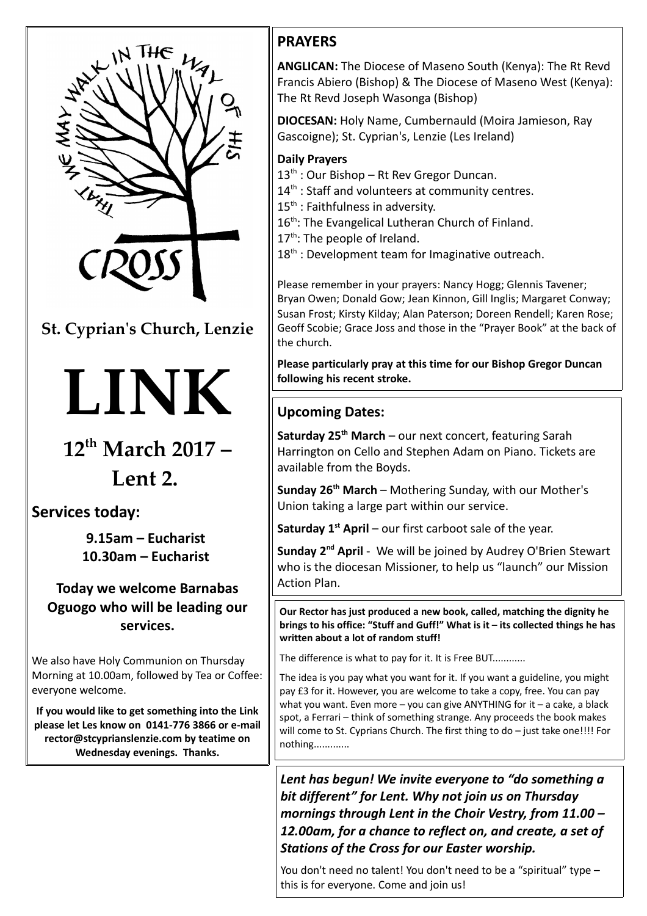THAT WE MAY WALK IN THE WAY OF HIS CROSS

**St. Cyprian's Church, Lenzie**

# LINK

## 12th March 2017 – Lent 2.

## Services today:

**9.15am – Eucharist**
**10.30am – Eucharist**

**Today we welcome Barnabas Oguogo who will be leading our services.**

We also have Holy Communion on Thursday Morning at 10.00am, followed by Tea or Coffee: everyone welcome.

**If you would like to get something into the Link please let Les know on 0141-776 3866 or e-mail rector@stcyprianslenzie.com by teatime on Wednesday evenings. Thanks.**

## PRAYERS

**ANGLICAN:** The Diocese of Maseno South (Kenya): The Rt Revd Francis Abiero (Bishop) & The Diocese of Maseno West (Kenya): The Rt Revd Joseph Wasonga (Bishop)

**DIOCESAN:** Holy Name, Cumbernauld (Moira Jamieson, Ray Gascoigne); St. Cyprian's, Lenzie (Les Ireland)

**Daily Prayers**

13th : Our Bishop – Rt Rev Gregor Duncan.
14th : Staff and volunteers at community centres.
15th : Faithfulness in adversity.
16th: The Evangelical Lutheran Church of Finland.
17th: The people of Ireland.
18th : Development team for Imaginative outreach.

Please remember in your prayers: Nancy Hogg; Glennis Tavener; Bryan Owen; Donald Gow; Jean Kinnon, Gill Inglis; Margaret Conway; Susan Frost; Kirsty Kilday; Alan Paterson; Doreen Rendell; Karen Rose; Geoff Scobie; Grace Joss and those in the "Prayer Book" at the back of the church.

**Please particularly pray at this time for our Bishop Gregor Duncan following his recent stroke.**

## Upcoming Dates:

**Saturday 25th March** – our next concert, featuring Sarah Harrington on Cello and Stephen Adam on Piano. Tickets are available from the Boyds.

**Sunday 26th March** – Mothering Sunday, with our Mother's Union taking a large part within our service.

**Saturday 1st April** – our first carboot sale of the year.

**Sunday 2nd April** - We will be joined by Audrey O'Brien Stewart who is the diocesan Missioner, to help us "launch" our Mission Action Plan.

**Our Rector has just produced a new book, called, matching the dignity he brings to his office: "Stuff and Guff!" What is it – its collected things he has written about a lot of random stuff!**

The difference is what to pay for it. It is Free BUT............

The idea is you pay what you want for it. If you want a guideline, you might pay £3 for it. However, you are welcome to take a copy, free. You can pay what you want. Even more – you can give ANYTHING for it – a cake, a black spot, a Ferrari – think of something strange. Any proceeds the book makes will come to St. Cyprians Church. The first thing to do – just take one!!!! For nothing.............

***Lent has begun! We invite everyone to "do something a bit different" for Lent. Why not join us on Thursday mornings through Lent in the Choir Vestry, from 11.00 – 12.00am, for a chance to reflect on, and create, a set of Stations of the Cross for our Easter worship.***

You don't need no talent! You don't need to be a "spiritual" type – this is for everyone. Come and join us!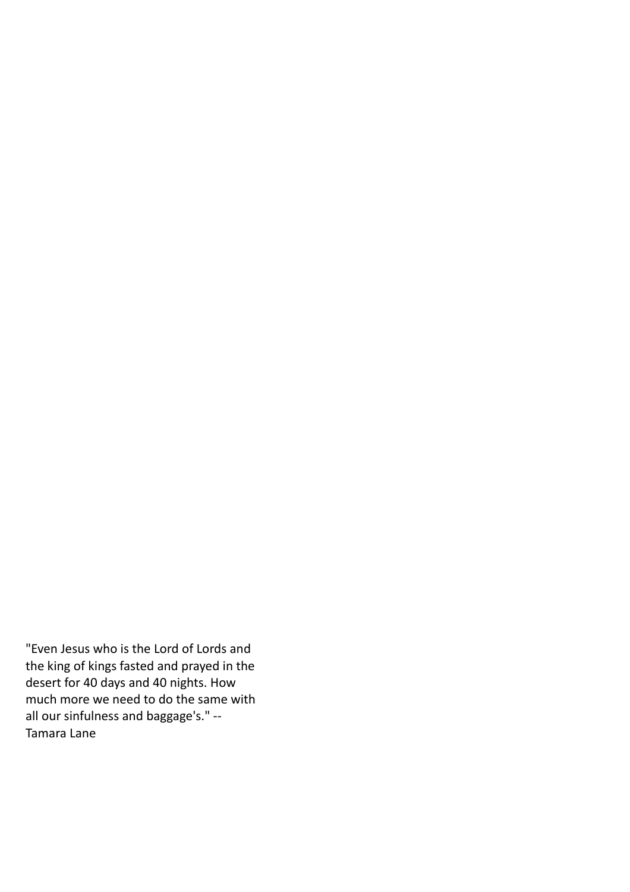"Even Jesus who is the Lord of Lords and the king of kings fasted and prayed in the desert for 40 days and 40 nights. How much more we need to do the same with all our sinfulness and baggage's." -- Tamara Lane